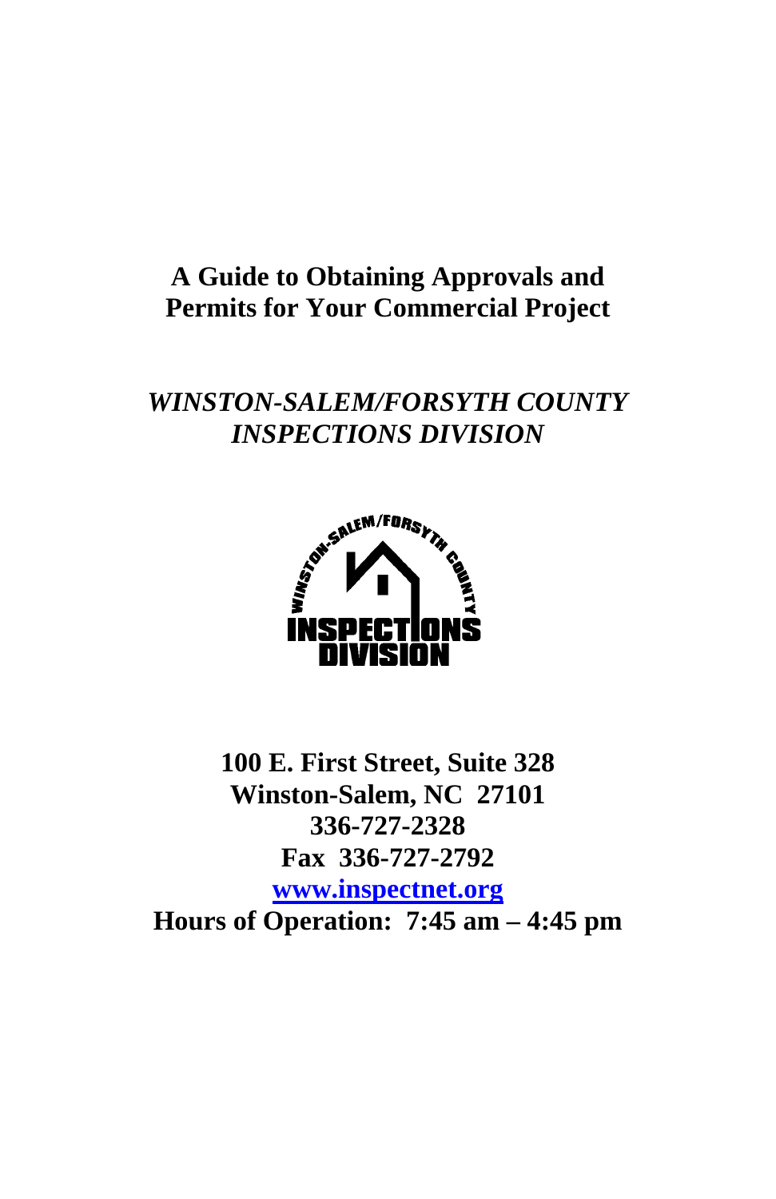# A Guide to Obtaining Approvals and Permits for Your Commercial Project

## *WINSTON-SALEM/FORSYTH COUNTY INSPECTIONS DIVISION*

**100 E. First Street, Suite 328**
**Winston-Salem, NC 27101**
**336-727-2328**
**Fax 336-727-2792**
**[www.inspectnet.org](http://www.inspectnet.org)**
**Hours of Operation: 7:45 am – 4:45 pm**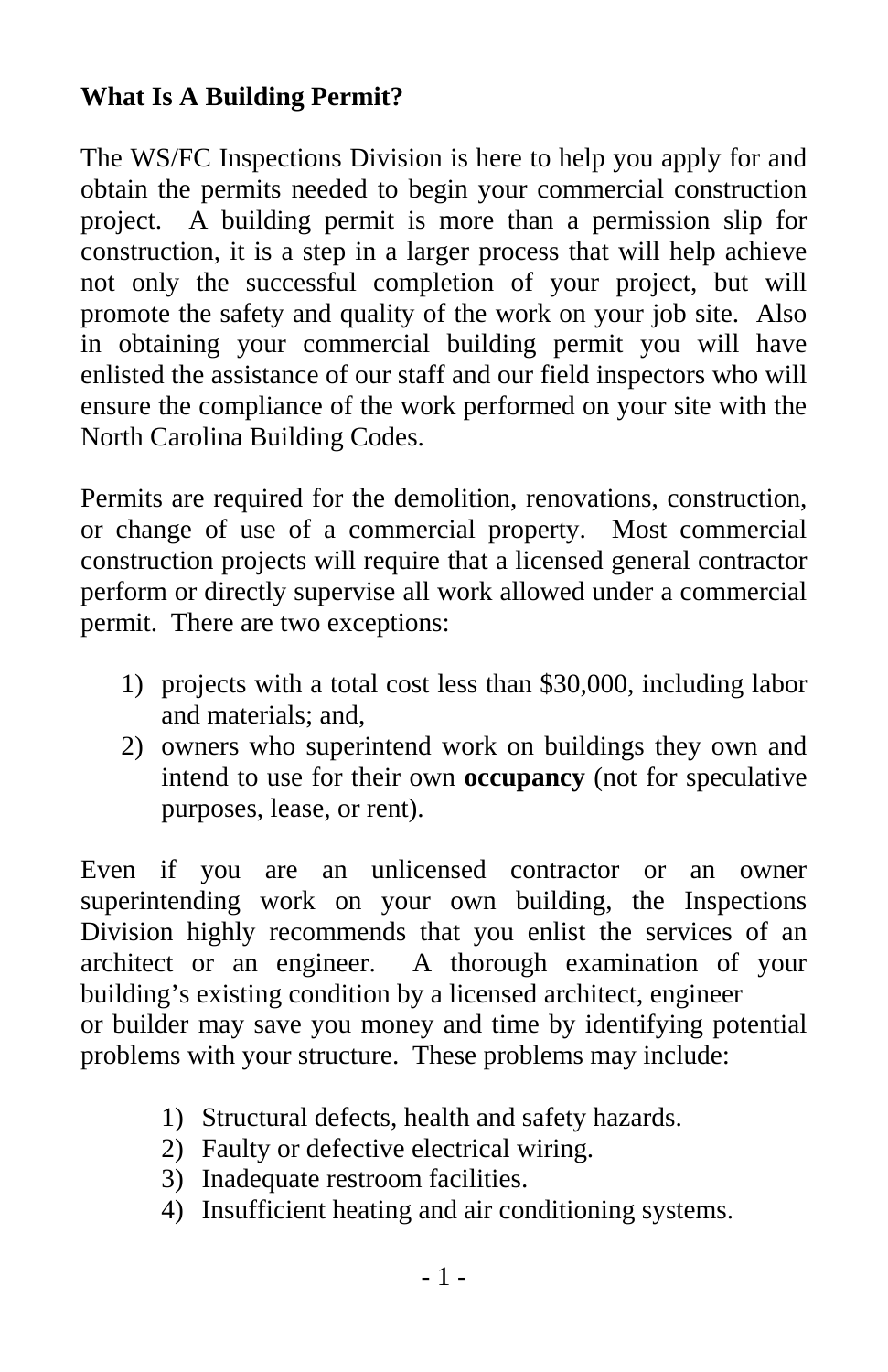## What Is A Building Permit?

The WS/FC Inspections Division is here to help you apply for and obtain the permits needed to begin your commercial construction project. A building permit is more than a permission slip for construction, it is a step in a larger process that will help achieve not only the successful completion of your project, but will promote the safety and quality of the work on your job site. Also in obtaining your commercial building permit you will have enlisted the assistance of our staff and our field inspectors who will ensure the compliance of the work performed on your site with the North Carolina Building Codes.

Permits are required for the demolition, renovations, construction, or change of use of a commercial property. Most commercial construction projects will require that a licensed general contractor perform or directly supervise all work allowed under a commercial permit. There are two exceptions:

1) projects with a total cost less than $30,000, including labor and materials; and,
2) owners who superintend work on buildings they own and intend to use for their own **occupancy** (not for speculative purposes, lease, or rent).

Even if you are an unlicensed contractor or an owner superintending work on your own building, the Inspections Division highly recommends that you enlist the services of an architect or an engineer. A thorough examination of your building's existing condition by a licensed architect, engineer or builder may save you money and time by identifying potential problems with your structure. These problems may include:

1) Structural defects, health and safety hazards.
2) Faulty or defective electrical wiring.
3) Inadequate restroom facilities.
4) Insufficient heating and air conditioning systems.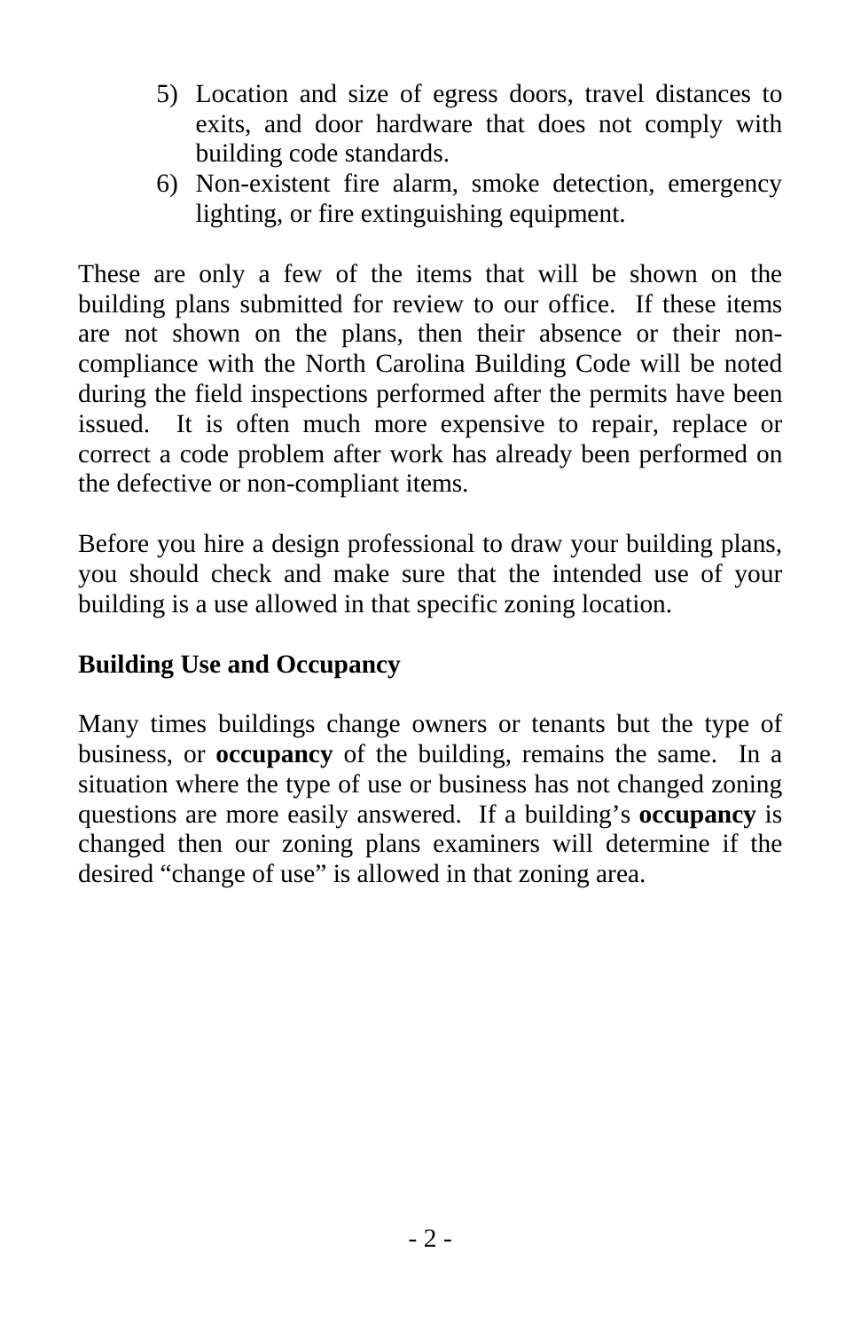5) Location and size of egress doors, travel distances to exits, and door hardware that does not comply with building code standards.
6) Non-existent fire alarm, smoke detection, emergency lighting, or fire extinguishing equipment.

These are only a few of the items that will be shown on the building plans submitted for review to our office. If these items are not shown on the plans, then their absence or their non-compliance with the North Carolina Building Code will be noted during the field inspections performed after the permits have been issued. It is often much more expensive to repair, replace or correct a code problem after work has already been performed on the defective or non-compliant items.

Before you hire a design professional to draw your building plans, you should check and make sure that the intended use of your building is a use allowed in that specific zoning location.

**Building Use and Occupancy**

Many times buildings change owners or tenants but the type of business, or **occupancy** of the building, remains the same. In a situation where the type of use or business has not changed zoning questions are more easily answered. If a building's **occupancy** is changed then our zoning plans examiners will determine if the desired "change of use" is allowed in that zoning area.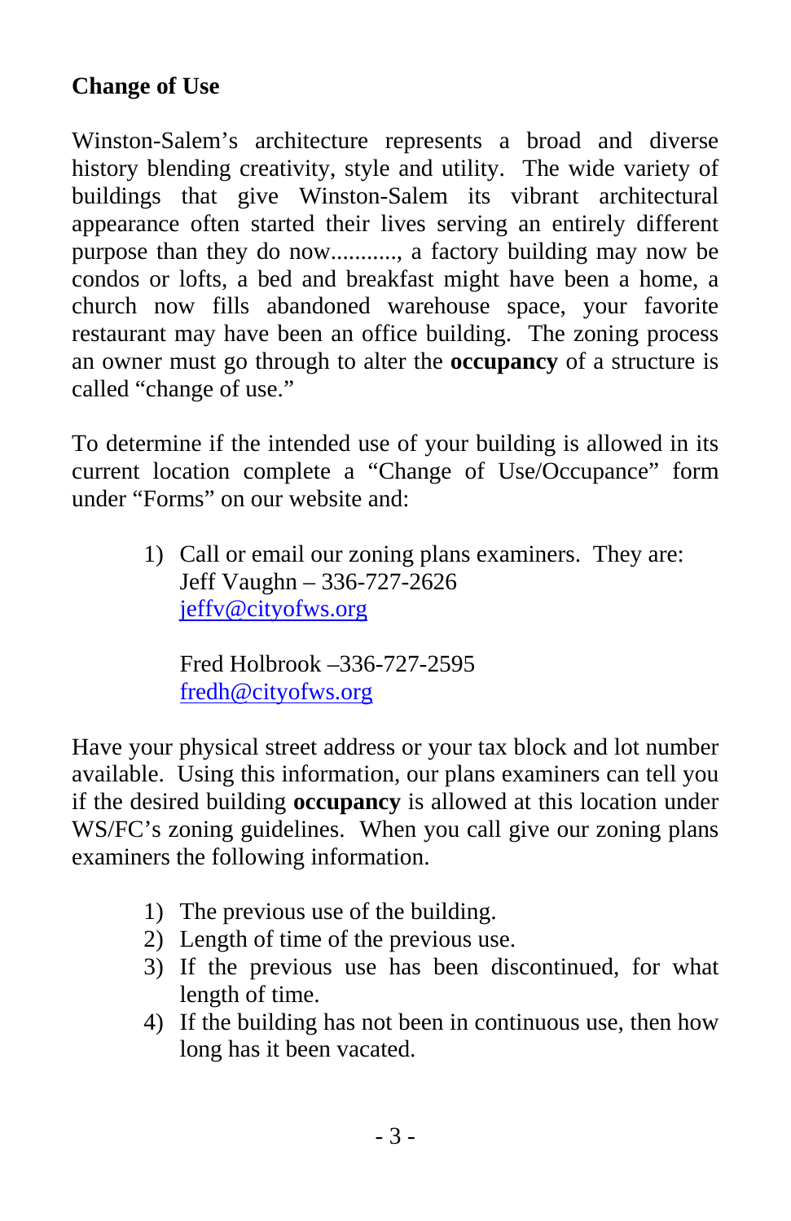## Change of Use

Winston-Salem's architecture represents a broad and diverse history blending creativity, style and utility. The wide variety of buildings that give Winston-Salem its vibrant architectural appearance often started their lives serving an entirely different purpose than they do now..........., a factory building may now be condos or lofts, a bed and breakfast might have been a home, a church now fills abandoned warehouse space, your favorite restaurant may have been an office building. The zoning process an owner must go through to alter the **occupancy** of a structure is called "change of use."

To determine if the intended use of your building is allowed in its current location complete a "Change of Use/Occupance" form under "Forms" on our website and:

1) Call or email our zoning plans examiners. They are:
   Jeff Vaughn – 336-727-2626
   jeffv@cityofws.org

   Fred Holbrook –336-727-2595
   fredh@cityofws.org

Have your physical street address or your tax block and lot number available. Using this information, our plans examiners can tell you if the desired building **occupancy** is allowed at this location under WS/FC's zoning guidelines. When you call give our zoning plans examiners the following information.

1) The previous use of the building.
2) Length of time of the previous use.
3) If the previous use has been discontinued, for what length of time.
4) If the building has not been in continuous use, then how long has it been vacated.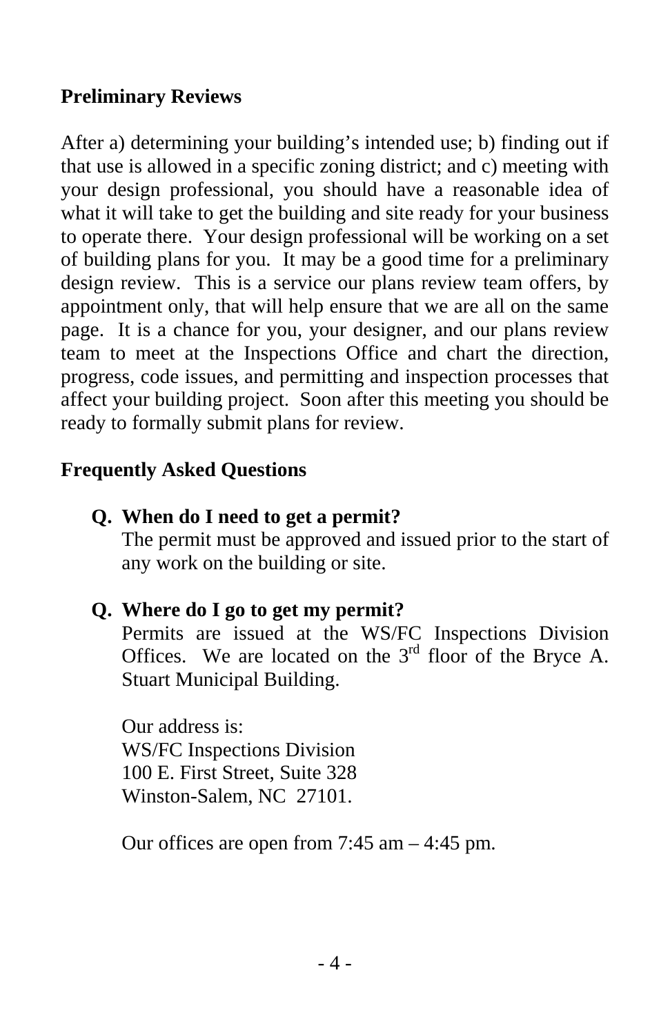## Preliminary Reviews

After a) determining your building's intended use; b) finding out if that use is allowed in a specific zoning district; and c) meeting with your design professional, you should have a reasonable idea of what it will take to get the building and site ready for your business to operate there. Your design professional will be working on a set of building plans for you. It may be a good time for a preliminary design review. This is a service our plans review team offers, by appointment only, that will help ensure that we are all on the same page. It is a chance for you, your designer, and our plans review team to meet at the Inspections Office and chart the direction, progress, code issues, and permitting and inspection processes that affect your building project. Soon after this meeting you should be ready to formally submit plans for review.

## Frequently Asked Questions

**Q. When do I need to get a permit?**
The permit must be approved and issued prior to the start of any work on the building or site.

**Q. Where do I go to get my permit?**
Permits are issued at the WS/FC Inspections Division Offices. We are located on the 3rd floor of the Bryce A. Stuart Municipal Building.

Our address is:
WS/FC Inspections Division
100 E. First Street, Suite 328
Winston-Salem, NC 27101.

Our offices are open from 7:45 am – 4:45 pm.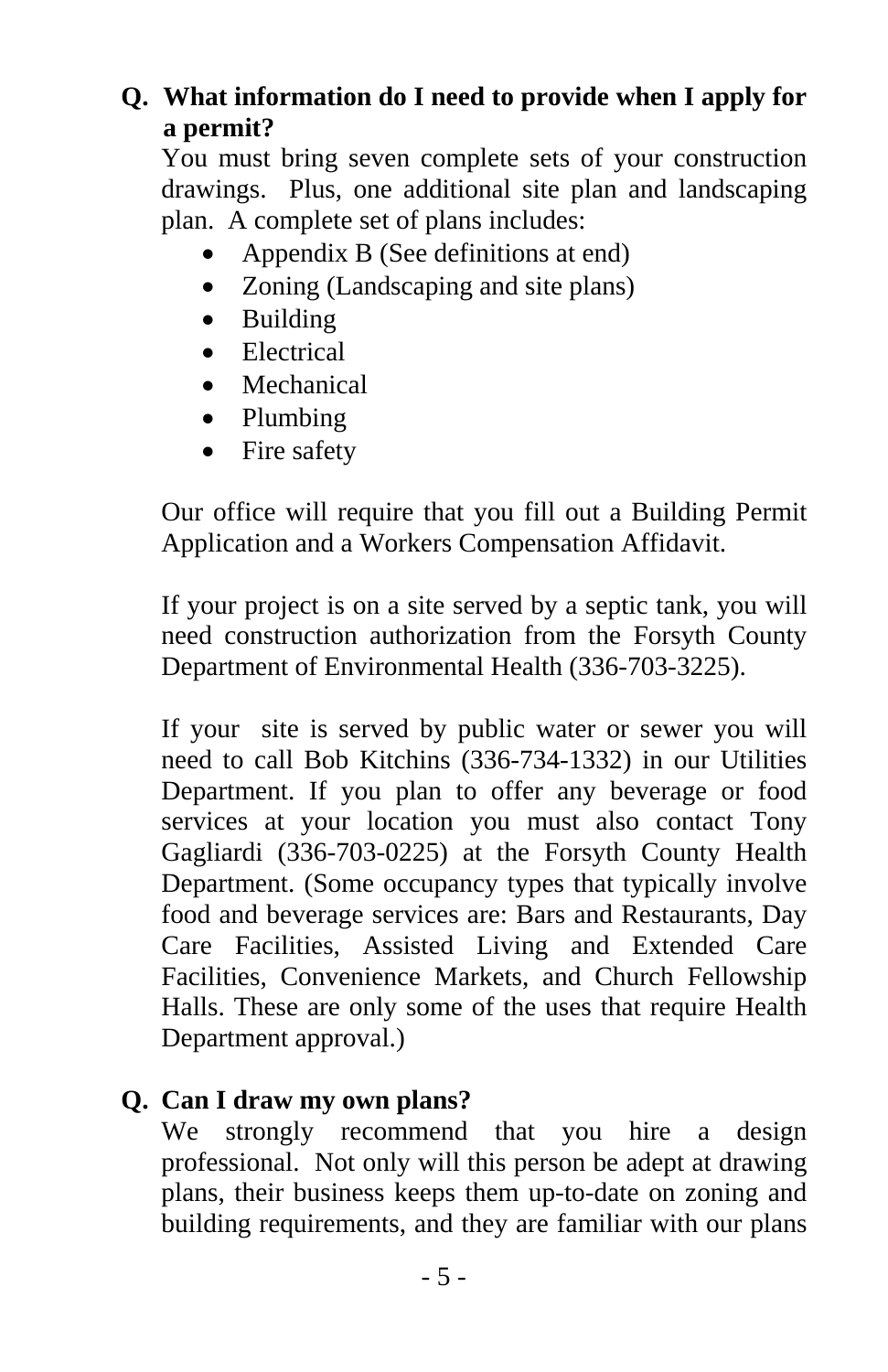**Q. What information do I need to provide when I apply for a permit?**

You must bring seven complete sets of your construction drawings. Plus, one additional site plan and landscaping plan. A complete set of plans includes:

- Appendix B (See definitions at end)
- Zoning (Landscaping and site plans)
- Building
- Electrical
- Mechanical
- Plumbing
- Fire safety

Our office will require that you fill out a Building Permit Application and a Workers Compensation Affidavit.

If your project is on a site served by a septic tank, you will need construction authorization from the Forsyth County Department of Environmental Health (336-703-3225).

If your site is served by public water or sewer you will need to call Bob Kitchins (336-734-1332) in our Utilities Department. If you plan to offer any beverage or food services at your location you must also contact Tony Gagliardi (336-703-0225) at the Forsyth County Health Department. (Some occupancy types that typically involve food and beverage services are: Bars and Restaurants, Day Care Facilities, Assisted Living and Extended Care Facilities, Convenience Markets, and Church Fellowship Halls. These are only some of the uses that require Health Department approval.)

**Q. Can I draw my own plans?**

We strongly recommend that you hire a design professional. Not only will this person be adept at drawing plans, their business keeps them up-to-date on zoning and building requirements, and they are familiar with our plans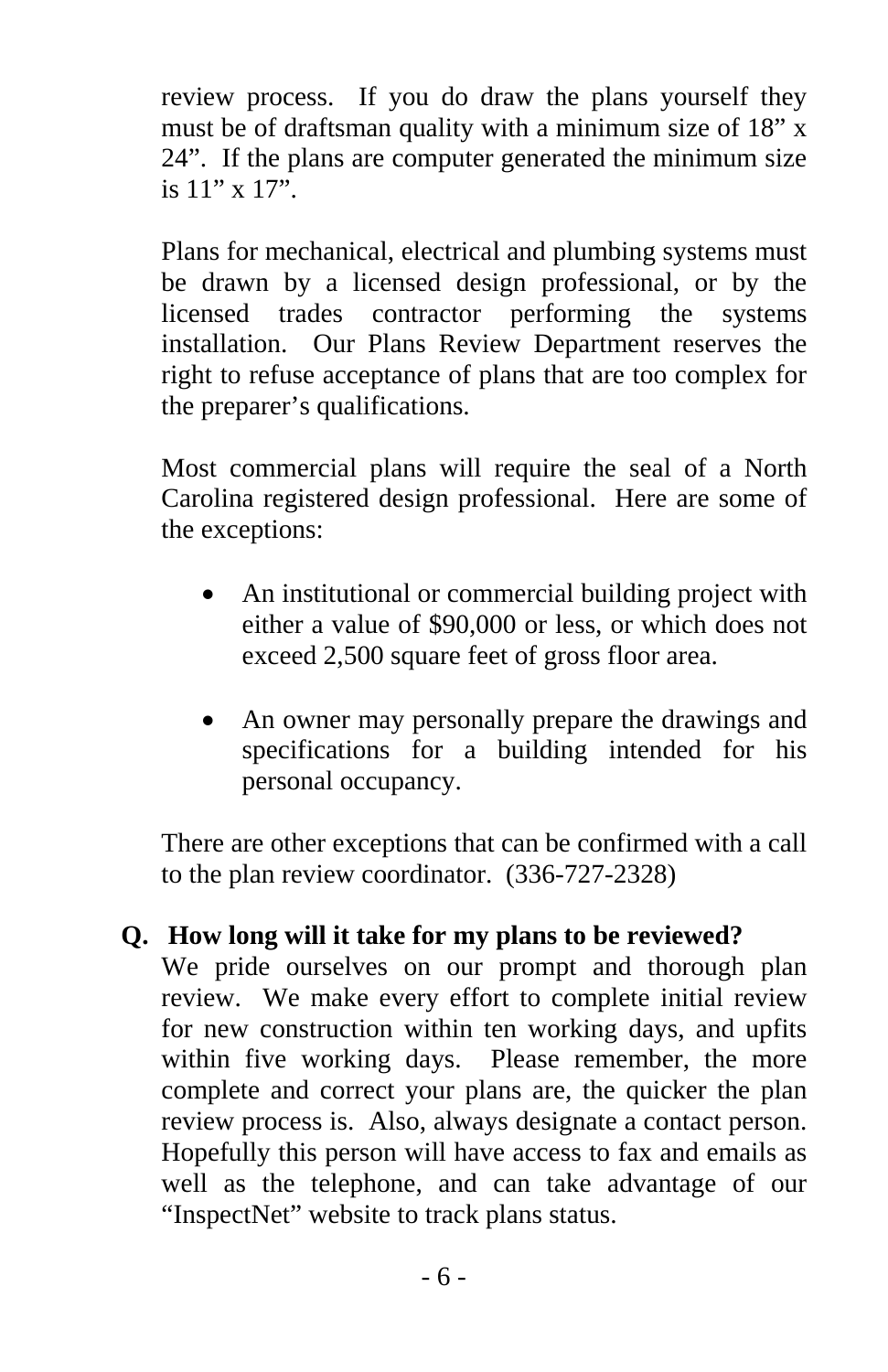review process. If you do draw the plans yourself they must be of draftsman quality with a minimum size of 18” x 24”. If the plans are computer generated the minimum size is 11” x 17”.

Plans for mechanical, electrical and plumbing systems must be drawn by a licensed design professional, or by the licensed trades contractor performing the systems installation. Our Plans Review Department reserves the right to refuse acceptance of plans that are too complex for the preparer’s qualifications.

Most commercial plans will require the seal of a North Carolina registered design professional. Here are some of the exceptions:

- An institutional or commercial building project with either a value of $90,000 or less, or which does not exceed 2,500 square feet of gross floor area.

- An owner may personally prepare the drawings and specifications for a building intended for his personal occupancy.

There are other exceptions that can be confirmed with a call to the plan review coordinator. (336-727-2328)

**Q. How long will it take for my plans to be reviewed?**

We pride ourselves on our prompt and thorough plan review. We make every effort to complete initial review for new construction within ten working days, and upfits within five working days. Please remember, the more complete and correct your plans are, the quicker the plan review process is. Also, always designate a contact person. Hopefully this person will have access to fax and emails as well as the telephone, and can take advantage of our “InspectNet” website to track plans status.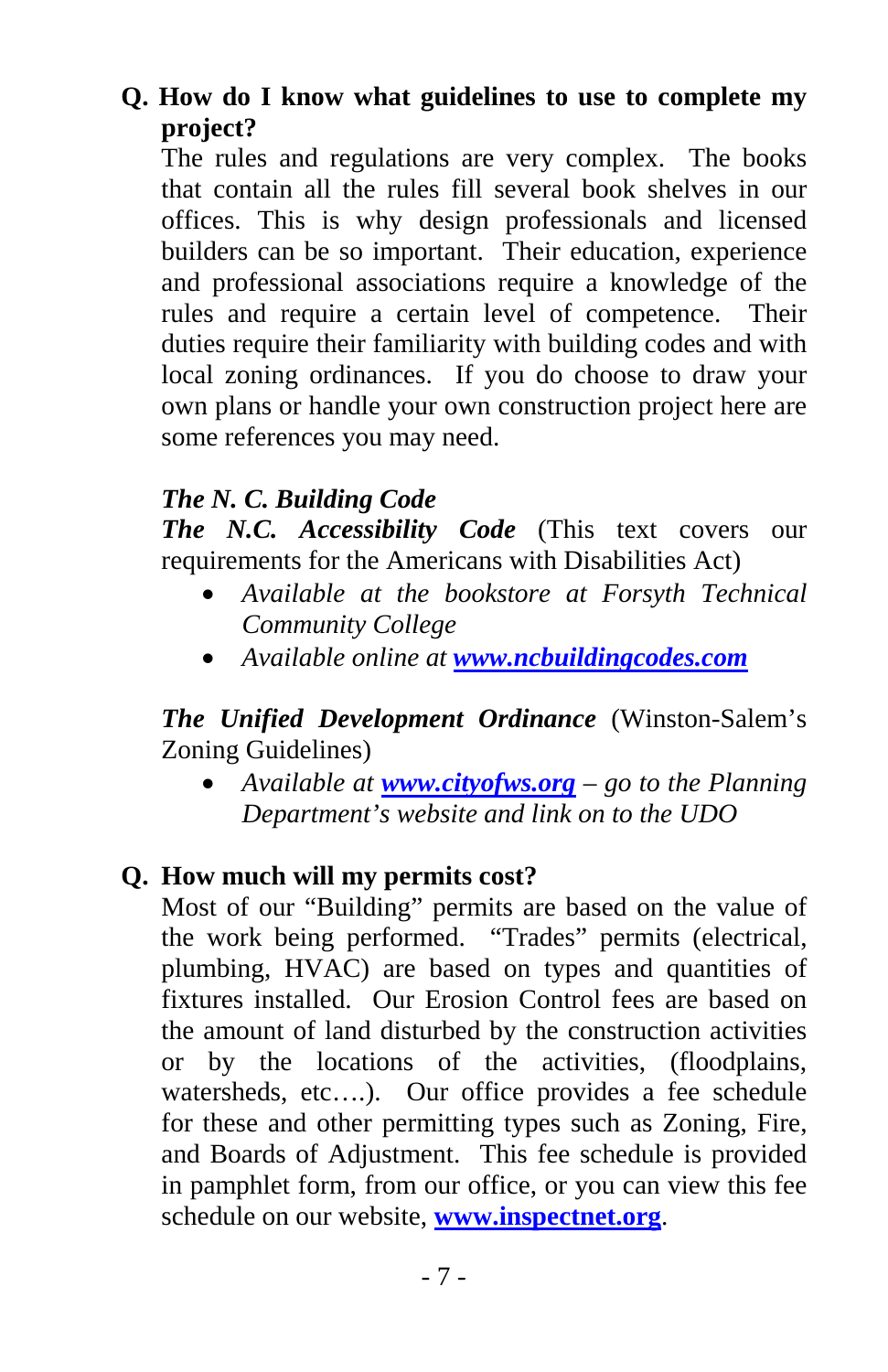**Q. How do I know what guidelines to use to complete my project?**

The rules and regulations are very complex. The books that contain all the rules fill several book shelves in our offices. This is why design professionals and licensed builders can be so important. Their education, experience and professional associations require a knowledge of the rules and require a certain level of competence. Their duties require their familiarity with building codes and with local zoning ordinances. If you do choose to draw your own plans or handle your own construction project here are some references you may need.

***The N. C. Building Code***
***The N.C. Accessibility Code*** (This text covers our requirements for the Americans with Disabilities Act)

- *Available at the bookstore at Forsyth Technical Community College*
- *Available online at* ***www.ncbuildingcodes.com***

***The Unified Development Ordinance*** (Winston-Salem's Zoning Guidelines)

- *Available at* ***www.cityofws.org*** *– go to the Planning Department's website and link on to the UDO*

**Q. How much will my permits cost?**

Most of our "Building" permits are based on the value of the work being performed. "Trades" permits (electrical, plumbing, HVAC) are based on types and quantities of fixtures installed. Our Erosion Control fees are based on the amount of land disturbed by the construction activities or by the locations of the activities, (floodplains, watersheds, etc….). Our office provides a fee schedule for these and other permitting types such as Zoning, Fire, and Boards of Adjustment. This fee schedule is provided in pamphlet form, from our office, or you can view this fee schedule on our website, **www.inspectnet.org**.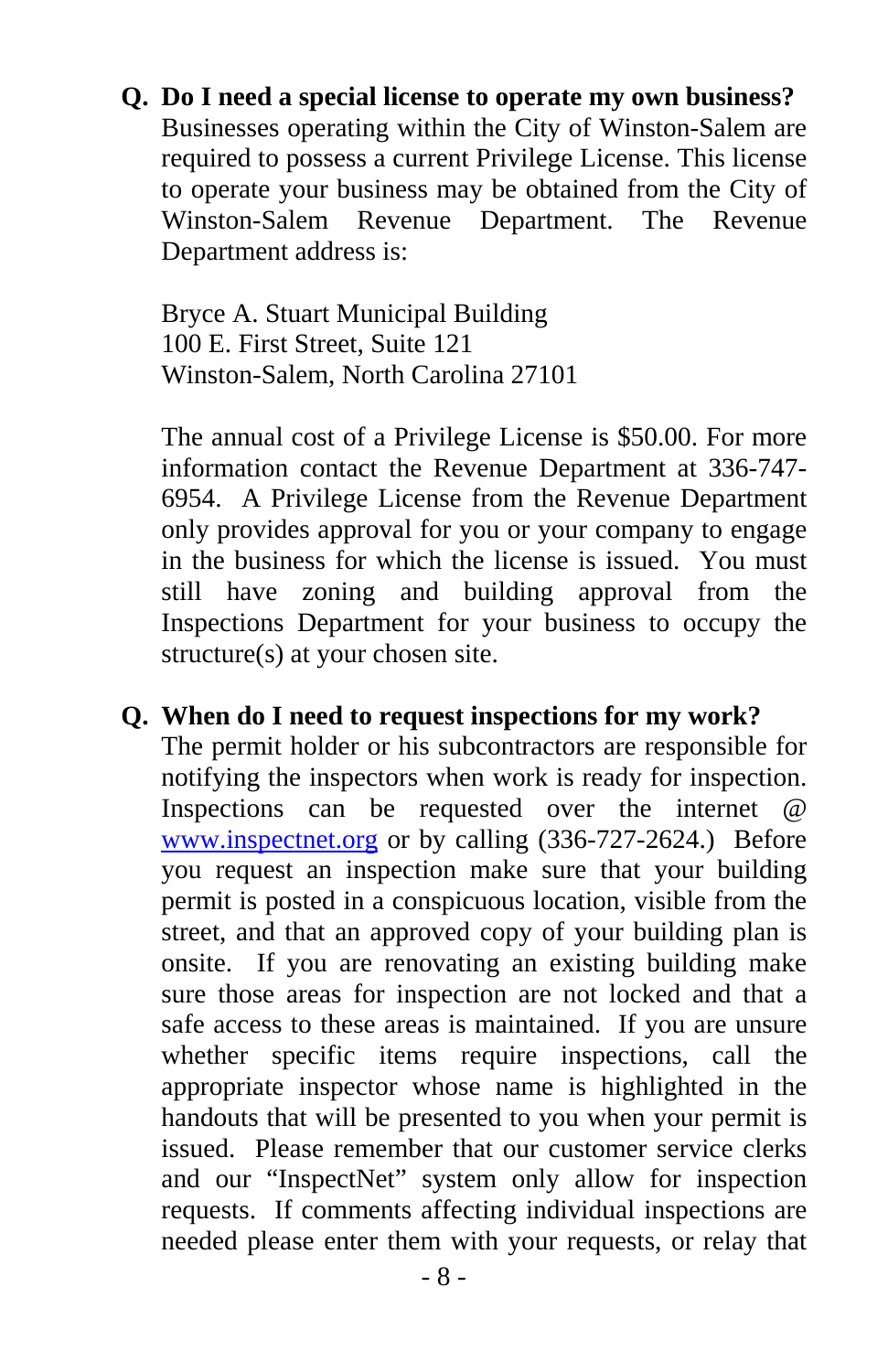**Q. Do I need a special license to operate my own business?**

Businesses operating within the City of Winston-Salem are required to possess a current Privilege License. This license to operate your business may be obtained from the City of Winston-Salem Revenue Department. The Revenue Department address is:

Bryce A. Stuart Municipal Building
100 E. First Street, Suite 121
Winston-Salem, North Carolina 27101

The annual cost of a Privilege License is $50.00. For more information contact the Revenue Department at 336-747-6954. A Privilege License from the Revenue Department only provides approval for you or your company to engage in the business for which the license is issued. You must still have zoning and building approval from the Inspections Department for your business to occupy the structure(s) at your chosen site.

**Q. When do I need to request inspections for my work?**

The permit holder or his subcontractors are responsible for notifying the inspectors when work is ready for inspection. Inspections can be requested over the internet @ www.inspectnet.org or by calling (336-727-2624.) Before you request an inspection make sure that your building permit is posted in a conspicuous location, visible from the street, and that an approved copy of your building plan is onsite. If you are renovating an existing building make sure those areas for inspection are not locked and that a safe access to these areas is maintained. If you are unsure whether specific items require inspections, call the appropriate inspector whose name is highlighted in the handouts that will be presented to you when your permit is issued. Please remember that our customer service clerks and our "InspectNet" system only allow for inspection requests. If comments affecting individual inspections are needed please enter them with your requests, or relay that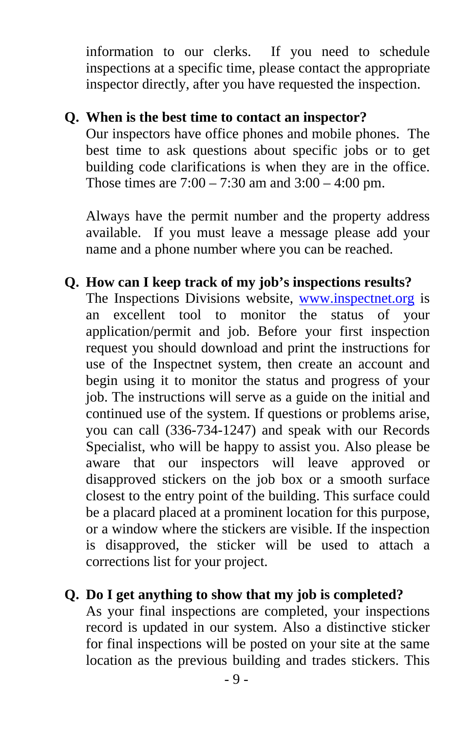information to our clerks. If you need to schedule inspections at a specific time, please contact the appropriate inspector directly, after you have requested the inspection.

**Q. When is the best time to contact an inspector?**
Our inspectors have office phones and mobile phones. The best time to ask questions about specific jobs or to get building code clarifications is when they are in the office. Those times are 7:00 – 7:30 am and 3:00 – 4:00 pm.

Always have the permit number and the property address available. If you must leave a message please add your name and a phone number where you can be reached.

**Q. How can I keep track of my job's inspections results?**
The Inspections Divisions website, www.inspectnet.org is an excellent tool to monitor the status of your application/permit and job. Before your first inspection request you should download and print the instructions for use of the Inspectnet system, then create an account and begin using it to monitor the status and progress of your job. The instructions will serve as a guide on the initial and continued use of the system. If questions or problems arise, you can call (336-734-1247) and speak with our Records Specialist, who will be happy to assist you. Also please be aware that our inspectors will leave approved or disapproved stickers on the job box or a smooth surface closest to the entry point of the building. This surface could be a placard placed at a prominent location for this purpose, or a window where the stickers are visible. If the inspection is disapproved, the sticker will be used to attach a corrections list for your project.

**Q. Do I get anything to show that my job is completed?**
As your final inspections are completed, your inspections record is updated in our system. Also a distinctive sticker for final inspections will be posted on your site at the same location as the previous building and trades stickers. This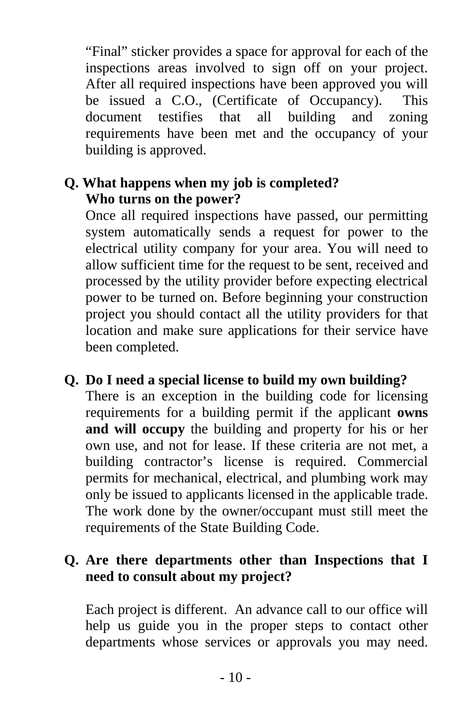“Final” sticker provides a space for approval for each of the inspections areas involved to sign off on your project. After all required inspections have been approved you will be issued a C.O., (Certificate of Occupancy). This document testifies that all building and zoning requirements have been met and the occupancy of your building is approved.

**Q. What happens when my job is completed? Who turns on the power?**

Once all required inspections have passed, our permitting system automatically sends a request for power to the electrical utility company for your area. You will need to allow sufficient time for the request to be sent, received and processed by the utility provider before expecting electrical power to be turned on. Before beginning your construction project you should contact all the utility providers for that location and make sure applications for their service have been completed.

**Q. Do I need a special license to build my own building?**

There is an exception in the building code for licensing requirements for a building permit if the applicant **owns and will occupy** the building and property for his or her own use, and not for lease. If these criteria are not met, a building contractor’s license is required. Commercial permits for mechanical, electrical, and plumbing work may only be issued to applicants licensed in the applicable trade. The work done by the owner/occupant must still meet the requirements of the State Building Code.

**Q. Are there departments other than Inspections that I need to consult about my project?**

Each project is different. An advance call to our office will help us guide you in the proper steps to contact other departments whose services or approvals you may need.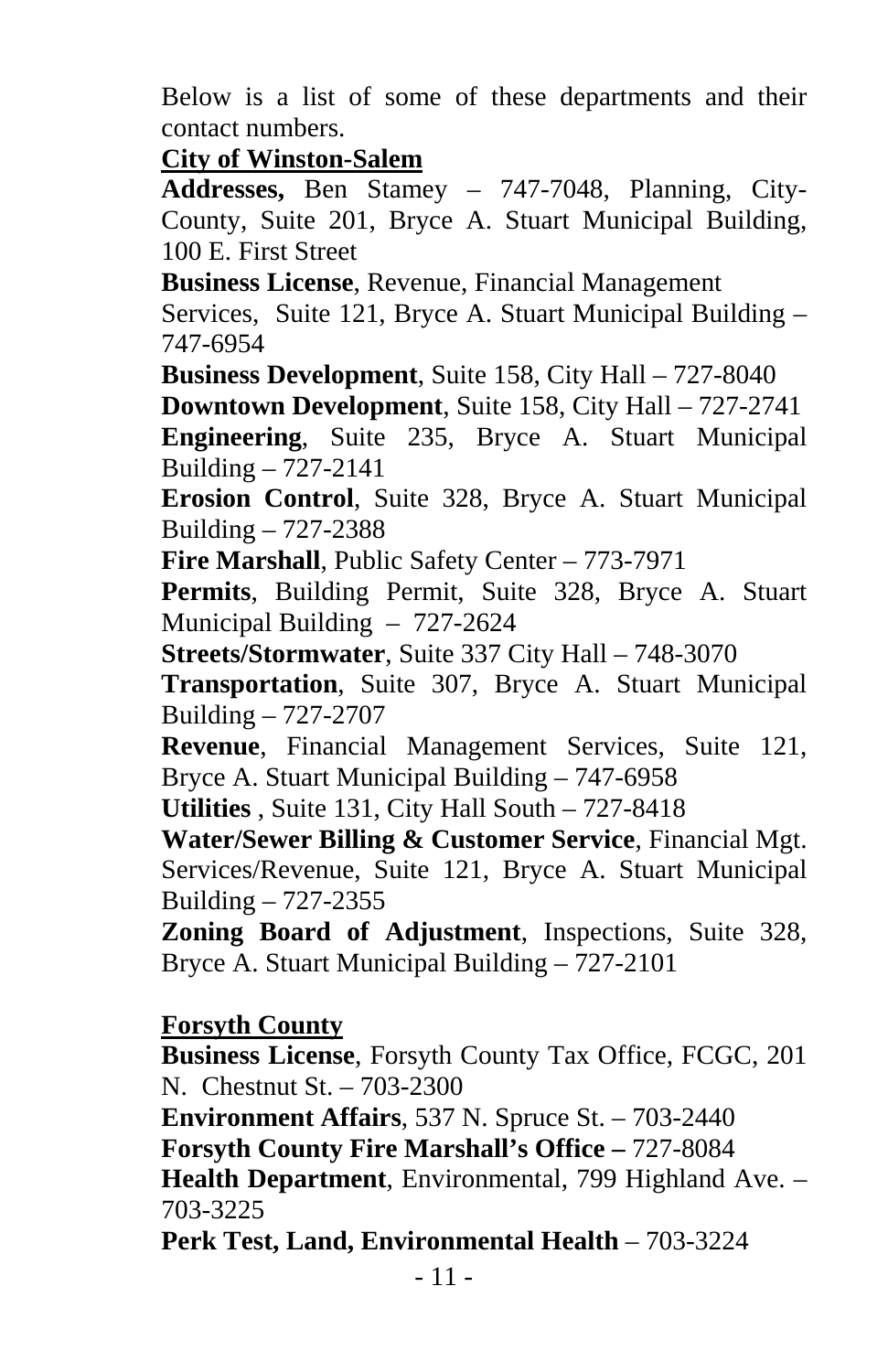Below is a list of some of these departments and their contact numbers.

**City of Winston-Salem**

**Addresses,** Ben Stamey – 747-7048, Planning, City-County, Suite 201, Bryce A. Stuart Municipal Building, 100 E. First Street

**Business License**, Revenue, Financial Management Services, Suite 121, Bryce A. Stuart Municipal Building – 747-6954

**Business Development**, Suite 158, City Hall – 727-8040

**Downtown Development**, Suite 158, City Hall – 727-2741

**Engineering**, Suite 235, Bryce A. Stuart Municipal Building – 727-2141

**Erosion Control**, Suite 328, Bryce A. Stuart Municipal Building – 727-2388

**Fire Marshall**, Public Safety Center – 773-7971

**Permits**, Building Permit, Suite 328, Bryce A. Stuart Municipal Building – 727-2624

**Streets/Stormwater**, Suite 337 City Hall – 748-3070

**Transportation**, Suite 307, Bryce A. Stuart Municipal Building – 727-2707

**Revenue**, Financial Management Services, Suite 121, Bryce A. Stuart Municipal Building – 747-6958

**Utilities** , Suite 131, City Hall South – 727-8418

**Water/Sewer Billing & Customer Service**, Financial Mgt. Services/Revenue, Suite 121, Bryce A. Stuart Municipal Building – 727-2355

**Zoning Board of Adjustment**, Inspections, Suite 328, Bryce A. Stuart Municipal Building – 727-2101

**Forsyth County**

**Business License**, Forsyth County Tax Office, FCGC, 201 N. Chestnut St. – 703-2300

**Environment Affairs**, 537 N. Spruce St. – 703-2440

**Forsyth County Fire Marshall's Office –** 727-8084

**Health Department**, Environmental, 799 Highland Ave. – 703-3225

**Perk Test, Land, Environmental Health** – 703-3224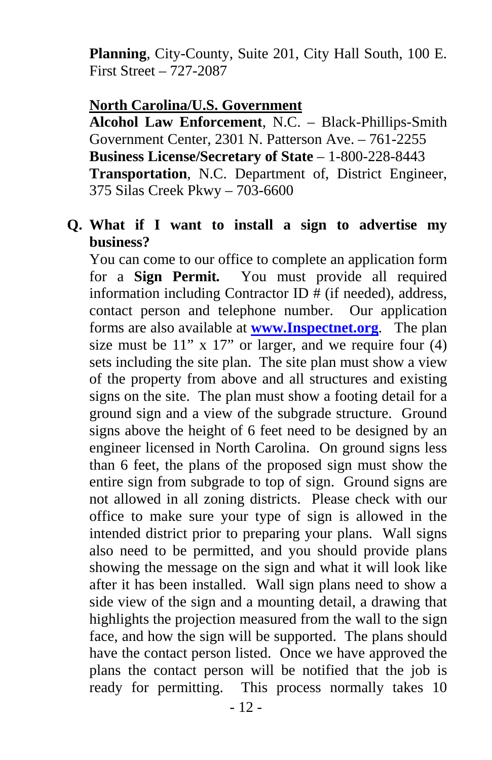**Planning**, City-County, Suite 201, City Hall South, 100 E. First Street – 727-2087

## North Carolina/U.S. Government

**Alcohol Law Enforcement**, N.C. – Black-Phillips-Smith Government Center, 2301 N. Patterson Ave. – 761-2255
**Business License/Secretary of State** – 1-800-228-8443
**Transportation**, N.C. Department of, District Engineer, 375 Silas Creek Pkwy – 703-6600

**Q. What if I want to install a sign to advertise my business?**

You can come to our office to complete an application form for a **Sign Permit.** You must provide all required information including Contractor ID # (if needed), address, contact person and telephone number. Our application forms are also available at **www.Inspectnet.org**. The plan size must be 11" x 17" or larger, and we require four (4) sets including the site plan. The site plan must show a view of the property from above and all structures and existing signs on the site. The plan must show a footing detail for a ground sign and a view of the subgrade structure. Ground signs above the height of 6 feet need to be designed by an engineer licensed in North Carolina. On ground signs less than 6 feet, the plans of the proposed sign must show the entire sign from subgrade to top of sign. Ground signs are not allowed in all zoning districts. Please check with our office to make sure your type of sign is allowed in the intended district prior to preparing your plans. Wall signs also need to be permitted, and you should provide plans showing the message on the sign and what it will look like after it has been installed. Wall sign plans need to show a side view of the sign and a mounting detail, a drawing that highlights the projection measured from the wall to the sign face, and how the sign will be supported. The plans should have the contact person listed. Once we have approved the plans the contact person will be notified that the job is ready for permitting. This process normally takes 10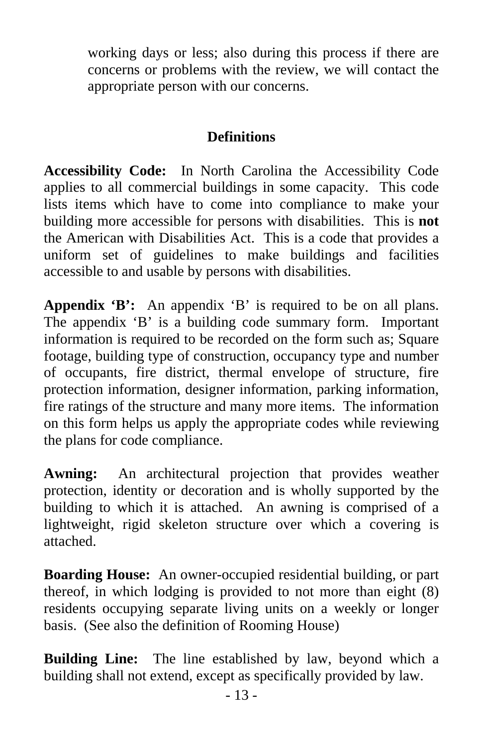working days or less; also during this process if there are concerns or problems with the review, we will contact the appropriate person with our concerns.

## Definitions

**Accessibility Code:** In North Carolina the Accessibility Code applies to all commercial buildings in some capacity. This code lists items which have to come into compliance to make your building more accessible for persons with disabilities. This is **not** the American with Disabilities Act. This is a code that provides a uniform set of guidelines to make buildings and facilities accessible to and usable by persons with disabilities.

**Appendix 'B':** An appendix 'B' is required to be on all plans. The appendix 'B' is a building code summary form. Important information is required to be recorded on the form such as; Square footage, building type of construction, occupancy type and number of occupants, fire district, thermal envelope of structure, fire protection information, designer information, parking information, fire ratings of the structure and many more items. The information on this form helps us apply the appropriate codes while reviewing the plans for code compliance.

**Awning:** An architectural projection that provides weather protection, identity or decoration and is wholly supported by the building to which it is attached. An awning is comprised of a lightweight, rigid skeleton structure over which a covering is attached.

**Boarding House:** An owner-occupied residential building, or part thereof, in which lodging is provided to not more than eight (8) residents occupying separate living units on a weekly or longer basis. (See also the definition of Rooming House)

**Building Line:** The line established by law, beyond which a building shall not extend, except as specifically provided by law.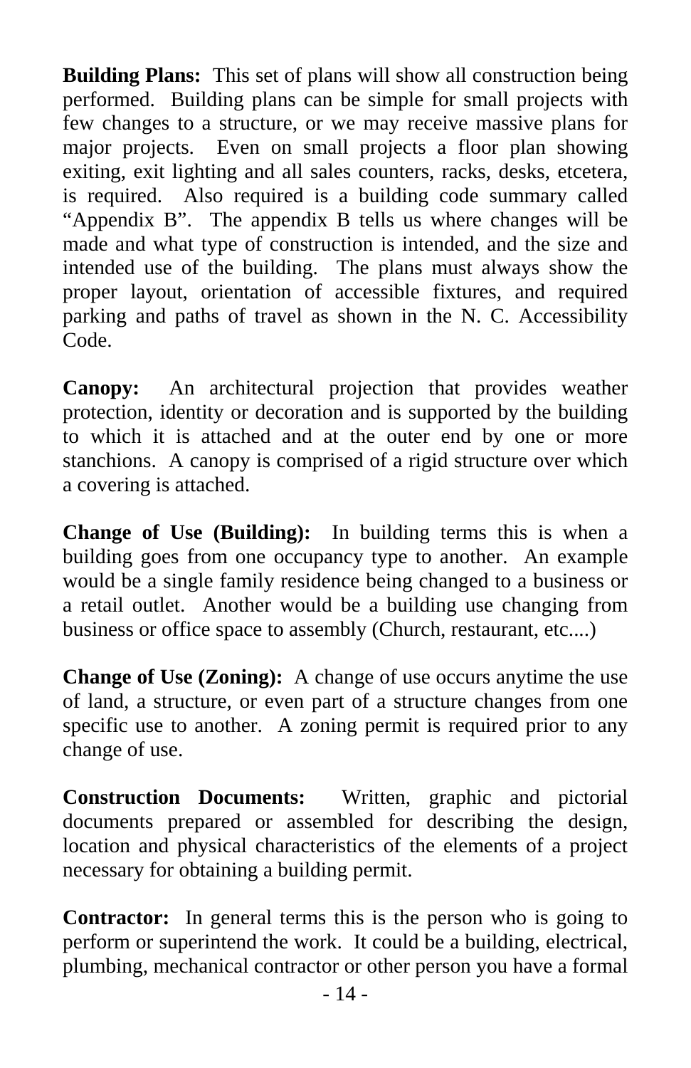**Building Plans:** This set of plans will show all construction being performed. Building plans can be simple for small projects with few changes to a structure, or we may receive massive plans for major projects. Even on small projects a floor plan showing exiting, exit lighting and all sales counters, racks, desks, etcetera, is required. Also required is a building code summary called "Appendix B". The appendix B tells us where changes will be made and what type of construction is intended, and the size and intended use of the building. The plans must always show the proper layout, orientation of accessible fixtures, and required parking and paths of travel as shown in the N. C. Accessibility Code.

**Canopy:** An architectural projection that provides weather protection, identity or decoration and is supported by the building to which it is attached and at the outer end by one or more stanchions. A canopy is comprised of a rigid structure over which a covering is attached.

**Change of Use (Building):** In building terms this is when a building goes from one occupancy type to another. An example would be a single family residence being changed to a business or a retail outlet. Another would be a building use changing from business or office space to assembly (Church, restaurant, etc....)

**Change of Use (Zoning):** A change of use occurs anytime the use of land, a structure, or even part of a structure changes from one specific use to another. A zoning permit is required prior to any change of use.

**Construction Documents:** Written, graphic and pictorial documents prepared or assembled for describing the design, location and physical characteristics of the elements of a project necessary for obtaining a building permit.

**Contractor:** In general terms this is the person who is going to perform or superintend the work. It could be a building, electrical, plumbing, mechanical contractor or other person you have a formal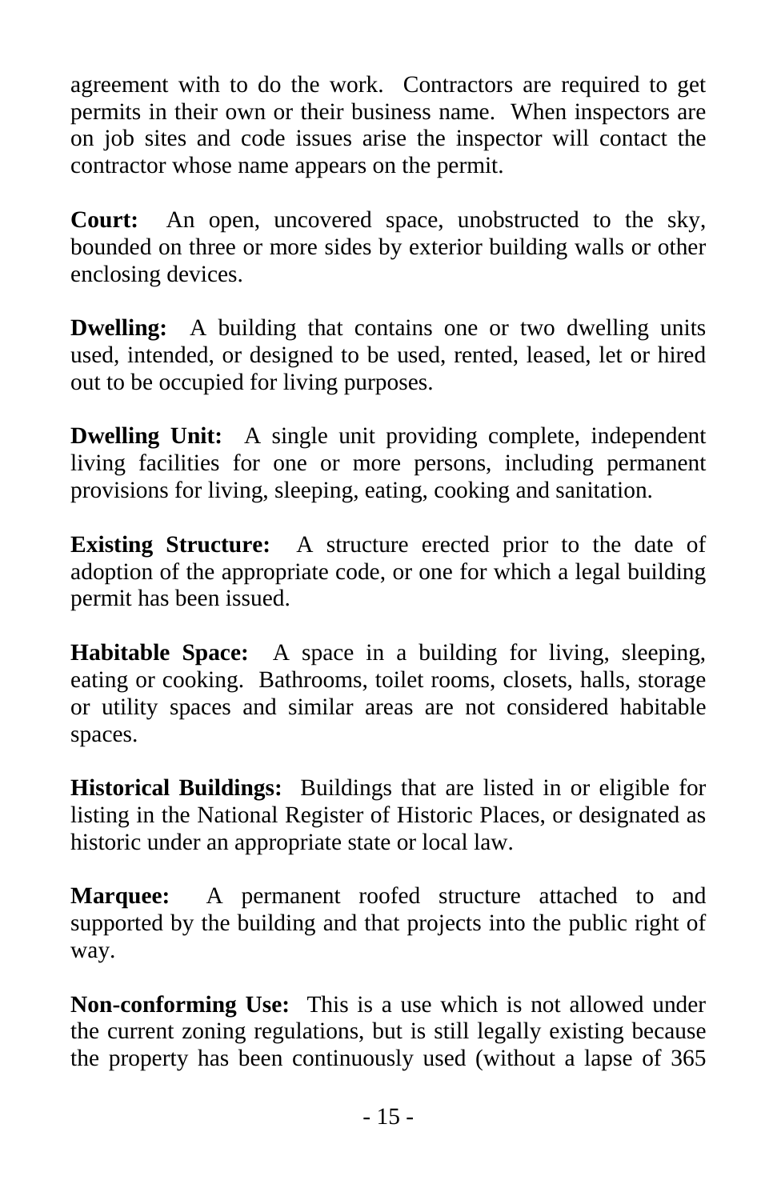agreement with to do the work. Contractors are required to get permits in their own or their business name. When inspectors are on job sites and code issues arise the inspector will contact the contractor whose name appears on the permit.

**Court:** An open, uncovered space, unobstructed to the sky, bounded on three or more sides by exterior building walls or other enclosing devices.

**Dwelling:** A building that contains one or two dwelling units used, intended, or designed to be used, rented, leased, let or hired out to be occupied for living purposes.

**Dwelling Unit:** A single unit providing complete, independent living facilities for one or more persons, including permanent provisions for living, sleeping, eating, cooking and sanitation.

**Existing Structure:** A structure erected prior to the date of adoption of the appropriate code, or one for which a legal building permit has been issued.

**Habitable Space:** A space in a building for living, sleeping, eating or cooking. Bathrooms, toilet rooms, closets, halls, storage or utility spaces and similar areas are not considered habitable spaces.

**Historical Buildings:** Buildings that are listed in or eligible for listing in the National Register of Historic Places, or designated as historic under an appropriate state or local law.

**Marquee:** A permanent roofed structure attached to and supported by the building and that projects into the public right of way.

**Non-conforming Use:** This is a use which is not allowed under the current zoning regulations, but is still legally existing because the property has been continuously used (without a lapse of 365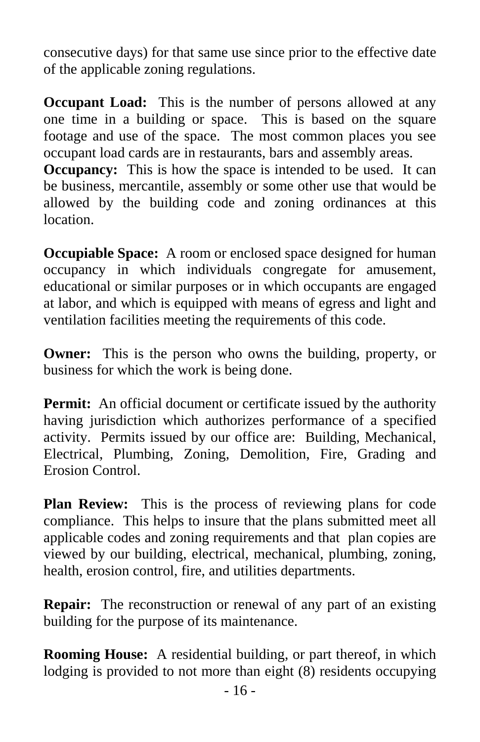consecutive days) for that same use since prior to the effective date of the applicable zoning regulations.

**Occupant Load:** This is the number of persons allowed at any one time in a building or space. This is based on the square footage and use of the space. The most common places you see occupant load cards are in restaurants, bars and assembly areas.

**Occupancy:** This is how the space is intended to be used. It can be business, mercantile, assembly or some other use that would be allowed by the building code and zoning ordinances at this location.

**Occupiable Space:** A room or enclosed space designed for human occupancy in which individuals congregate for amusement, educational or similar purposes or in which occupants are engaged at labor, and which is equipped with means of egress and light and ventilation facilities meeting the requirements of this code.

**Owner:** This is the person who owns the building, property, or business for which the work is being done.

**Permit:** An official document or certificate issued by the authority having jurisdiction which authorizes performance of a specified activity. Permits issued by our office are: Building, Mechanical, Electrical, Plumbing, Zoning, Demolition, Fire, Grading and Erosion Control.

**Plan Review:** This is the process of reviewing plans for code compliance. This helps to insure that the plans submitted meet all applicable codes and zoning requirements and that plan copies are viewed by our building, electrical, mechanical, plumbing, zoning, health, erosion control, fire, and utilities departments.

**Repair:** The reconstruction or renewal of any part of an existing building for the purpose of its maintenance.

**Rooming House:** A residential building, or part thereof, in which lodging is provided to not more than eight (8) residents occupying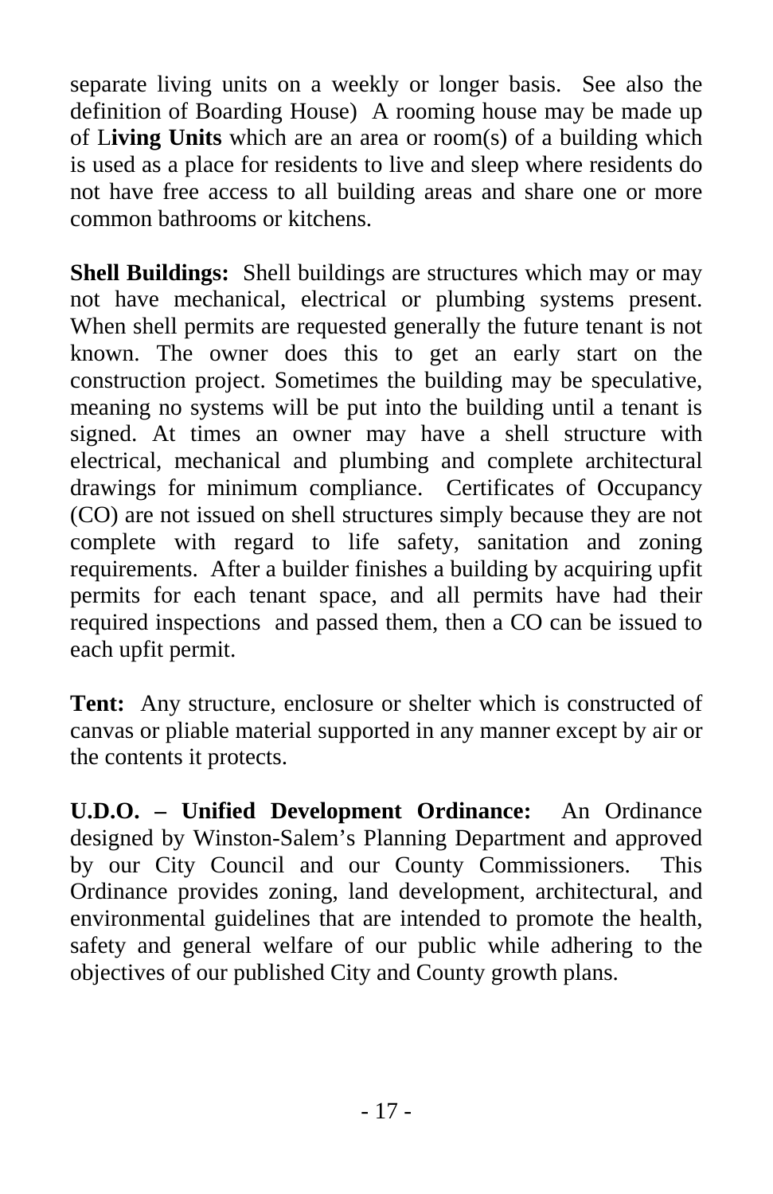separate living units on a weekly or longer basis. See also the definition of Boarding House) A rooming house may be made up of L**iving Units** which are an area or room(s) of a building which is used as a place for residents to live and sleep where residents do not have free access to all building areas and share one or more common bathrooms or kitchens.

**Shell Buildings:** Shell buildings are structures which may or may not have mechanical, electrical or plumbing systems present. When shell permits are requested generally the future tenant is not known. The owner does this to get an early start on the construction project. Sometimes the building may be speculative, meaning no systems will be put into the building until a tenant is signed. At times an owner may have a shell structure with electrical, mechanical and plumbing and complete architectural drawings for minimum compliance. Certificates of Occupancy (CO) are not issued on shell structures simply because they are not complete with regard to life safety, sanitation and zoning requirements. After a builder finishes a building by acquiring upfit permits for each tenant space, and all permits have had their required inspections and passed them, then a CO can be issued to each upfit permit.

**Tent:** Any structure, enclosure or shelter which is constructed of canvas or pliable material supported in any manner except by air or the contents it protects.

**U.D.O. – Unified Development Ordinance:** An Ordinance designed by Winston-Salem's Planning Department and approved by our City Council and our County Commissioners. This Ordinance provides zoning, land development, architectural, and environmental guidelines that are intended to promote the health, safety and general welfare of our public while adhering to the objectives of our published City and County growth plans.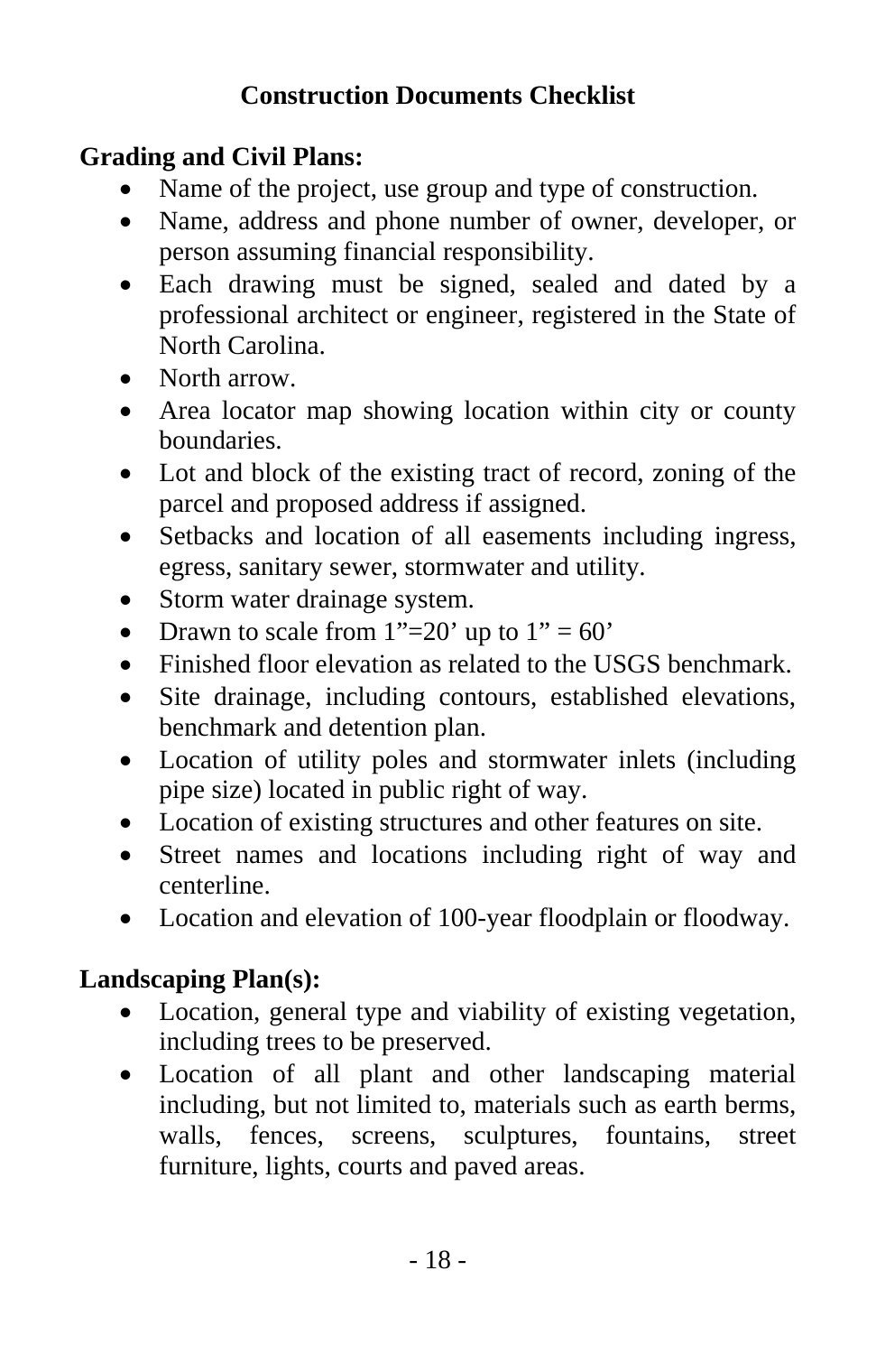## Construction Documents Checklist

**Grading and Civil Plans:**

- Name of the project, use group and type of construction.
- Name, address and phone number of owner, developer, or person assuming financial responsibility.
- Each drawing must be signed, sealed and dated by a professional architect or engineer, registered in the State of North Carolina.
- North arrow.
- Area locator map showing location within city or county boundaries.
- Lot and block of the existing tract of record, zoning of the parcel and proposed address if assigned.
- Setbacks and location of all easements including ingress, egress, sanitary sewer, stormwater and utility.
- Storm water drainage system.
- Drawn to scale from 1”=20’ up to 1” = 60’
- Finished floor elevation as related to the USGS benchmark.
- Site drainage, including contours, established elevations, benchmark and detention plan.
- Location of utility poles and stormwater inlets (including pipe size) located in public right of way.
- Location of existing structures and other features on site.
- Street names and locations including right of way and centerline.
- Location and elevation of 100-year floodplain or floodway.

**Landscaping Plan(s):**

- Location, general type and viability of existing vegetation, including trees to be preserved.
- Location of all plant and other landscaping material including, but not limited to, materials such as earth berms, walls, fences, screens, sculptures, fountains, street furniture, lights, courts and paved areas.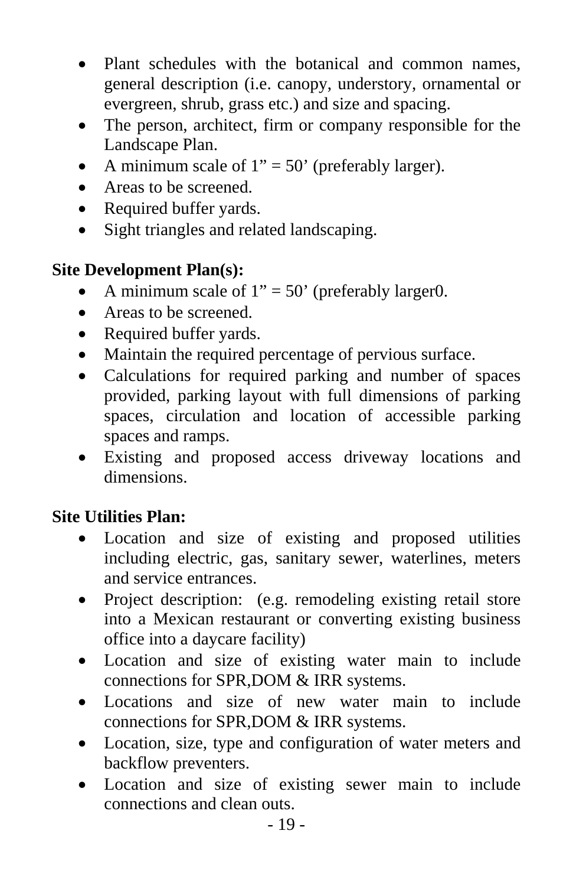- Plant schedules with the botanical and common names, general description (i.e. canopy, understory, ornamental or evergreen, shrub, grass etc.) and size and spacing.
- The person, architect, firm or company responsible for the Landscape Plan.
- A minimum scale of 1" = 50' (preferably larger).
- Areas to be screened.
- Required buffer yards.
- Sight triangles and related landscaping.

**Site Development Plan(s):**

- A minimum scale of 1" = 50' (preferably larger0.
- Areas to be screened.
- Required buffer yards.
- Maintain the required percentage of pervious surface.
- Calculations for required parking and number of spaces provided, parking layout with full dimensions of parking spaces, circulation and location of accessible parking spaces and ramps.
- Existing and proposed access driveway locations and dimensions.

**Site Utilities Plan:**

- Location and size of existing and proposed utilities including electric, gas, sanitary sewer, waterlines, meters and service entrances.
- Project description: (e.g. remodeling existing retail store into a Mexican restaurant or converting existing business office into a daycare facility)
- Location and size of existing water main to include connections for SPR,DOM & IRR systems.
- Locations and size of new water main to include connections for SPR,DOM & IRR systems.
- Location, size, type and configuration of water meters and backflow preventers.
- Location and size of existing sewer main to include connections and clean outs.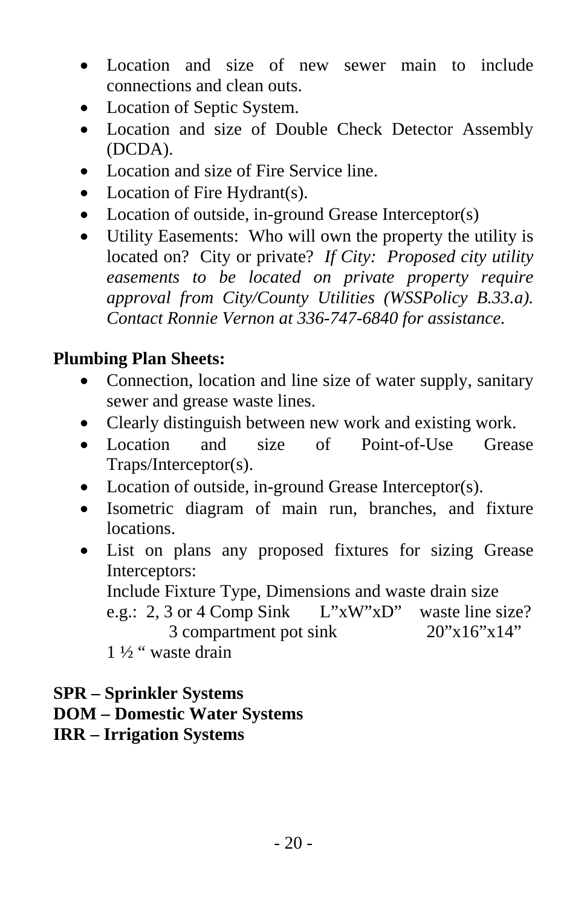- Location and size of new sewer main to include connections and clean outs.
- Location of Septic System.
- Location and size of Double Check Detector Assembly (DCDA).
- Location and size of Fire Service line.
- Location of Fire Hydrant(s).
- Location of outside, in-ground Grease Interceptor(s)
- Utility Easements: Who will own the property the utility is located on? City or private? *If City: Proposed city utility easements to be located on private property require approval from City/County Utilities (WSSPolicy B.33.a). Contact Ronnie Vernon at 336-747-6840 for assistance.*

**Plumbing Plan Sheets:**

- Connection, location and line size of water supply, sanitary sewer and grease waste lines.
- Clearly distinguish between new work and existing work.
- Location and size of Point-of-Use Grease Traps/Interceptor(s).
- Location of outside, in-ground Grease Interceptor(s).
- Isometric diagram of main run, branches, and fixture locations.
- List on plans any proposed fixtures for sizing Grease Interceptors:
  Include Fixture Type, Dimensions and waste drain size
  e.g.: 2, 3 or 4 Comp Sink  L"xW"xD"  waste line size?
  3 compartment pot sink  20"x16"x14"
  1 ½ " waste drain

**SPR – Sprinkler Systems**
**DOM – Domestic Water Systems**
**IRR – Irrigation Systems**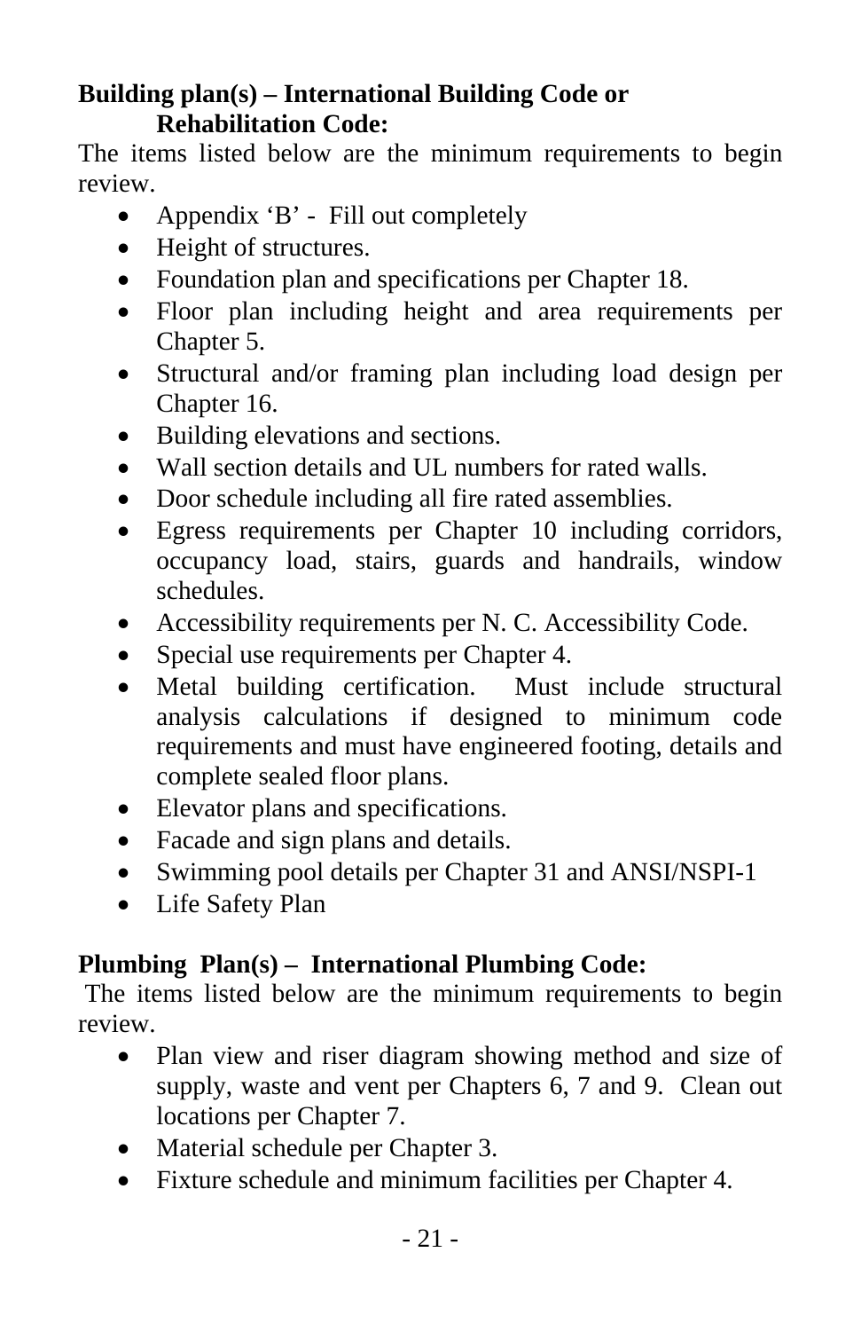**Building plan(s) – International Building Code or Rehabilitation Code:**

The items listed below are the minimum requirements to begin review.

- Appendix 'B' - Fill out completely
- Height of structures.
- Foundation plan and specifications per Chapter 18.
- Floor plan including height and area requirements per Chapter 5.
- Structural and/or framing plan including load design per Chapter 16.
- Building elevations and sections.
- Wall section details and UL numbers for rated walls.
- Door schedule including all fire rated assemblies.
- Egress requirements per Chapter 10 including corridors, occupancy load, stairs, guards and handrails, window schedules.
- Accessibility requirements per N. C. Accessibility Code.
- Special use requirements per Chapter 4.
- Metal building certification. Must include structural analysis calculations if designed to minimum code requirements and must have engineered footing, details and complete sealed floor plans.
- Elevator plans and specifications.
- Facade and sign plans and details.
- Swimming pool details per Chapter 31 and ANSI/NSPI-1
- Life Safety Plan

**Plumbing Plan(s) – International Plumbing Code:**

The items listed below are the minimum requirements to begin review.

- Plan view and riser diagram showing method and size of supply, waste and vent per Chapters 6, 7 and 9. Clean out locations per Chapter 7.
- Material schedule per Chapter 3.
- Fixture schedule and minimum facilities per Chapter 4.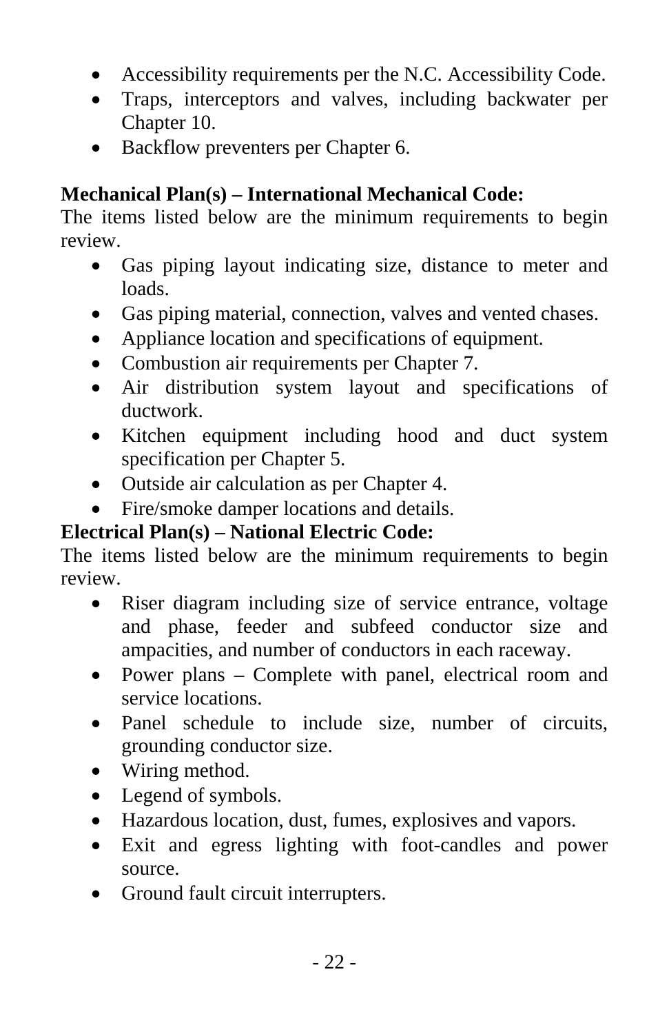- Accessibility requirements per the N.C. Accessibility Code.
- Traps, interceptors and valves, including backwater per Chapter 10.
- Backflow preventers per Chapter 6.

**Mechanical Plan(s) – International Mechanical Code:**
The items listed below are the minimum requirements to begin review.

- Gas piping layout indicating size, distance to meter and loads.
- Gas piping material, connection, valves and vented chases.
- Appliance location and specifications of equipment.
- Combustion air requirements per Chapter 7.
- Air distribution system layout and specifications of ductwork.
- Kitchen equipment including hood and duct system specification per Chapter 5.
- Outside air calculation as per Chapter 4.
- Fire/smoke damper locations and details.

**Electrical Plan(s) – National Electric Code:**
The items listed below are the minimum requirements to begin review.

- Riser diagram including size of service entrance, voltage and phase, feeder and subfeed conductor size and ampacities, and number of conductors in each raceway.
- Power plans – Complete with panel, electrical room and service locations.
- Panel schedule to include size, number of circuits, grounding conductor size.
- Wiring method.
- Legend of symbols.
- Hazardous location, dust, fumes, explosives and vapors.
- Exit and egress lighting with foot-candles and power source.
- Ground fault circuit interrupters.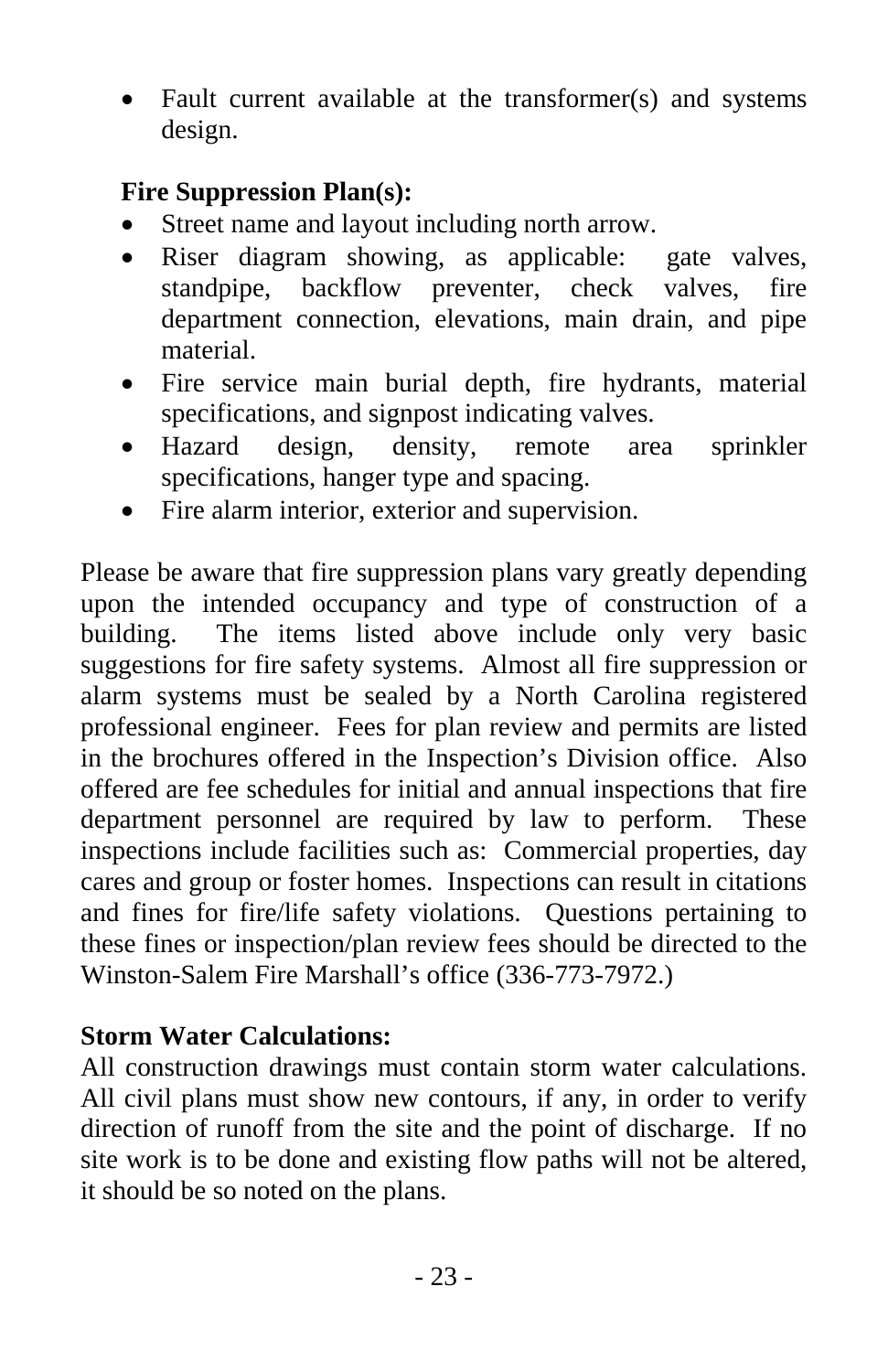- Fault current available at the transformer(s) and systems design.

**Fire Suppression Plan(s):**

- Street name and layout including north arrow.
- Riser diagram showing, as applicable: gate valves, standpipe, backflow preventer, check valves, fire department connection, elevations, main drain, and pipe material.
- Fire service main burial depth, fire hydrants, material specifications, and signpost indicating valves.
- Hazard design, density, remote area sprinkler specifications, hanger type and spacing.
- Fire alarm interior, exterior and supervision.

Please be aware that fire suppression plans vary greatly depending upon the intended occupancy and type of construction of a building. The items listed above include only very basic suggestions for fire safety systems. Almost all fire suppression or alarm systems must be sealed by a North Carolina registered professional engineer. Fees for plan review and permits are listed in the brochures offered in the Inspection's Division office. Also offered are fee schedules for initial and annual inspections that fire department personnel are required by law to perform. These inspections include facilities such as: Commercial properties, day cares and group or foster homes. Inspections can result in citations and fines for fire/life safety violations. Questions pertaining to these fines or inspection/plan review fees should be directed to the Winston-Salem Fire Marshall's office (336-773-7972.)

**Storm Water Calculations:**

All construction drawings must contain storm water calculations. All civil plans must show new contours, if any, in order to verify direction of runoff from the site and the point of discharge. If no site work is to be done and existing flow paths will not be altered, it should be so noted on the plans.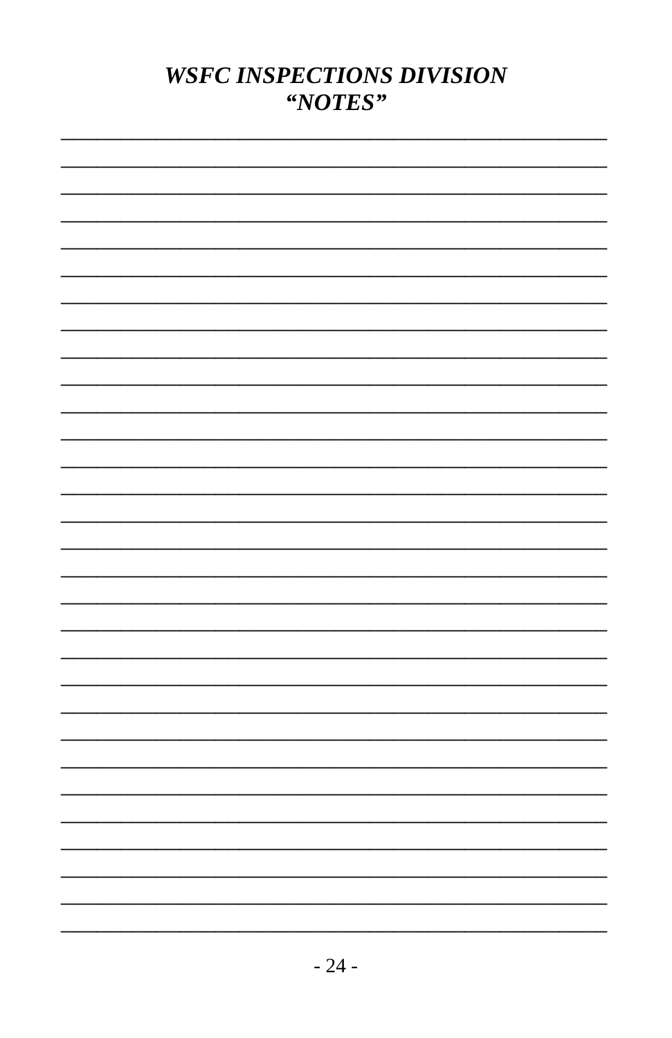# ***WSFC INSPECTIONS DIVISION***
# ***"NOTES"***